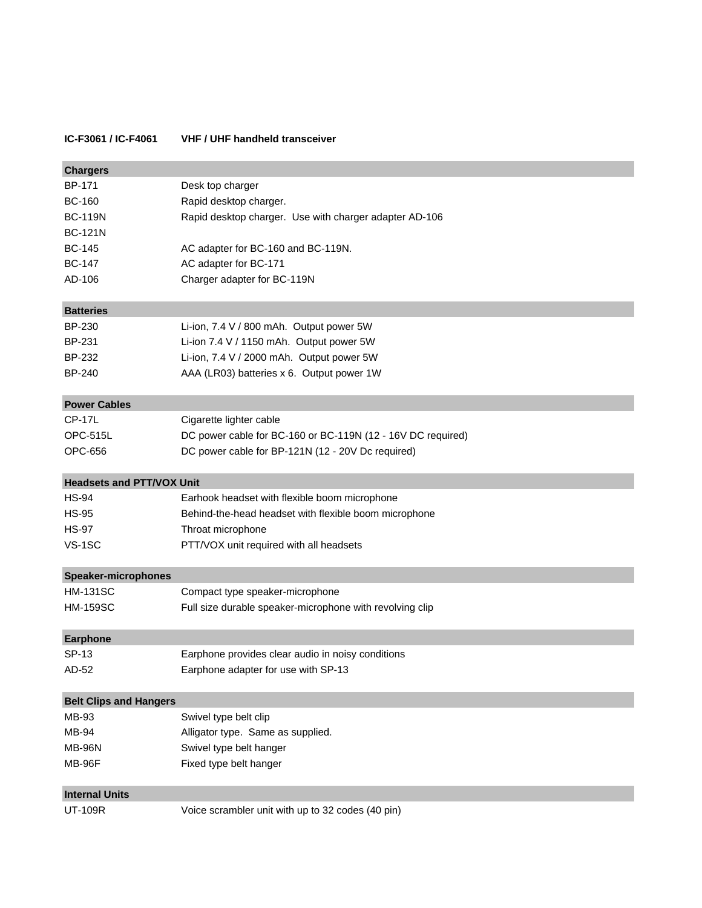**IC-F3061 / IC-F4061 VHF / UHF handheld transceiver**

| **Chargers** | |
|---|---|
| BP-171 | Desk top charger |
| BC-160 | Rapid desktop charger. |
| BC-119N | Rapid desktop charger. Use with charger adapter AD-106 |
| BC-121N | |
| BC-145 | AC adapter for BC-160 and BC-119N. |
| BC-147 | AC adapter for BC-171 |
| AD-106 | Charger adapter for BC-119N |

| **Batteries** | |
|---|---|
| BP-230 | Li-ion, 7.4 V / 800 mAh. Output power 5W |
| BP-231 | Li-ion 7.4 V / 1150 mAh. Output power 5W |
| BP-232 | Li-ion, 7.4 V / 2000 mAh. Output power 5W |
| BP-240 | AAA (LR03) batteries x 6. Output power 1W |

| **Power Cables** | |
|---|---|
| CP-17L | Cigarette lighter cable |
| OPC-515L | DC power cable for BC-160 or BC-119N (12 - 16V DC required) |
| OPC-656 | DC power cable for BP-121N (12 - 20V Dc required) |

| **Headsets and PTT/VOX Unit** | |
|---|---|
| HS-94 | Earhook headset with flexible boom microphone |
| HS-95 | Behind-the-head headset with flexible boom microphone |
| HS-97 | Throat microphone |
| VS-1SC | PTT/VOX unit required with all headsets |

| **Speaker-microphones** | |
|---|---|
| HM-131SC | Compact type speaker-microphone |
| HM-159SC | Full size durable speaker-microphone with revolving clip |

| **Earphone** | |
|---|---|
| SP-13 | Earphone provides clear audio in noisy conditions |
| AD-52 | Earphone adapter for use with SP-13 |

| **Belt Clips and Hangers** | |
|---|---|
| MB-93 | Swivel type belt clip |
| MB-94 | Alligator type. Same as supplied. |
| MB-96N | Swivel type belt hanger |
| MB-96F | Fixed type belt hanger |

| **Internal Units** | |
|---|---|
| UT-109R | Voice scrambler unit with up to 32 codes (40 pin) |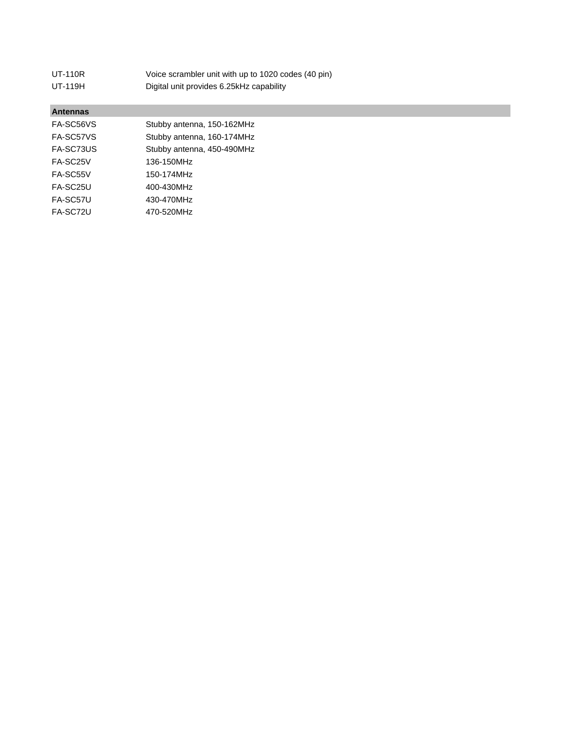| | |
|---|---|
| UT-110R | Voice scrambler unit with up to 1020 codes (40 pin) |
| UT-119H | Digital unit provides 6.25kHz capability |

**Antennas**

| | |
|---|---|
| FA-SC56VS | Stubby antenna, 150-162MHz |
| FA-SC57VS | Stubby antenna, 160-174MHz |
| FA-SC73US | Stubby antenna, 450-490MHz |
| FA-SC25V | 136-150MHz |
| FA-SC55V | 150-174MHz |
| FA-SC25U | 400-430MHz |
| FA-SC57U | 430-470MHz |
| FA-SC72U | 470-520MHz |